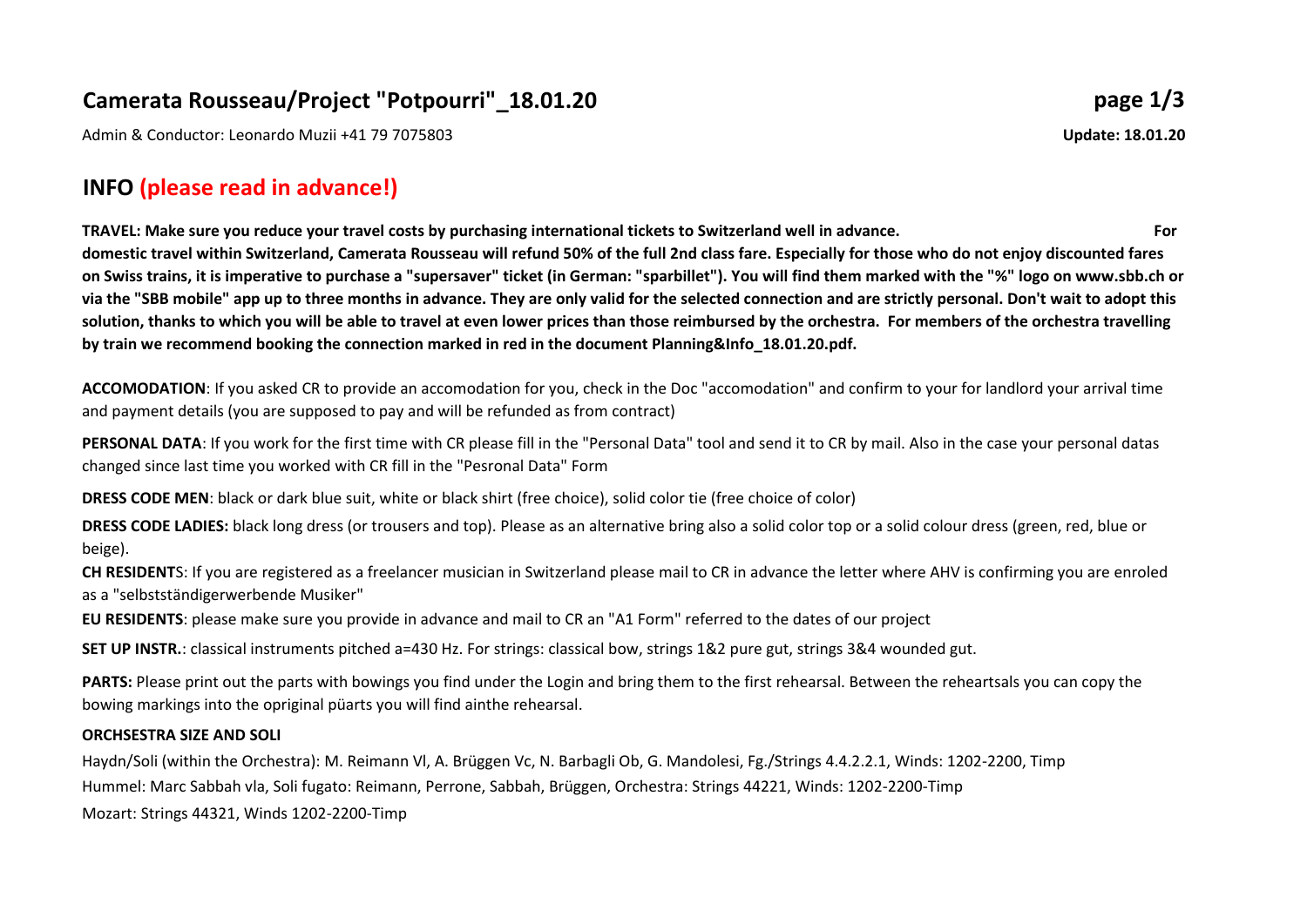# Camerata Rousseau/Project "Potpourri"_18.01.20

Admin & Conductor: Leonardo Muzii +41 79 7075803

**Update: 18.01.20**

## INFO (please read in advance!)

**TRAVEL: Make sure you reduce your travel costs by purchasing international tickets to Switzerland well in advance. For domestic travel within Switzerland, Camerata Rousseau will refund 50% of the full 2nd class fare. Especially for those who do not enjoy discounted fares on Swiss trains, it is imperative to purchase a "supersaver" ticket (in German: "sparbillet"). You will find them marked with the "%" logo on www.sbb.ch or via the "SBB mobile" app up to three months in advance. They are only valid for the selected connection and are strictly personal. Don't wait to adopt this solution, thanks to which you will be able to travel at even lower prices than those reimbursed by the orchestra. For members of the orchestra travelling by train we recommend booking the connection marked in red in the document Planning&Info_18.01.20.pdf.**

**ACCOMODATION**: If you asked CR to provide an accomodation for you, check in the Doc "accomodation" and confirm to your for landlord your arrival time and payment details (you are supposed to pay and will be refunded as from contract)

**PERSONAL DATA**: If you work for the first time with CR please fill in the "Personal Data" tool and send it to CR by mail. Also in the case your personal datas changed since last time you worked with CR fill in the "Pesronal Data" Form

**DRESS CODE MEN**: black or dark blue suit, white or black shirt (free choice), solid color tie (free choice of color)

**DRESS CODE LADIES:** black long dress (or trousers and top). Please as an alternative bring also a solid color top or a solid colour dress (green, red, blue or beige).

**CH RESIDENT**S: If you are registered as a freelancer musician in Switzerland please mail to CR in advance the letter where AHV is confirming you are enroled as a "selbstständigerwerbende Musiker"

**EU RESIDENTS**: please make sure you provide in advance and mail to CR an "A1 Form" referred to the dates of our project

**SET UP INSTR.**: classical instruments pitched a=430 Hz. For strings: classical bow, strings 1&2 pure gut, strings 3&4 wounded gut.

**PARTS:** Please print out the parts with bowings you find under the Login and bring them to the first rehearsal. Between the reheartsals you can copy the bowing markings into the opriginal püarts you will find ainthe rehearsal.

**ORCHSESTRA SIZE AND SOLI**

Haydn/Soli (within the Orchestra): M. Reimann Vl, A. Brüggen Vc, N. Barbagli Ob, G. Mandolesi, Fg./Strings 4.4.2.2.1, Winds: 1202-2200, Timp

Hummel: Marc Sabbah vla, Soli fugato: Reimann, Perrone, Sabbah, Brüggen, Orchestra: Strings 44221, Winds: 1202-2200-Timp

Mozart: Strings 44321, Winds 1202-2200-Timp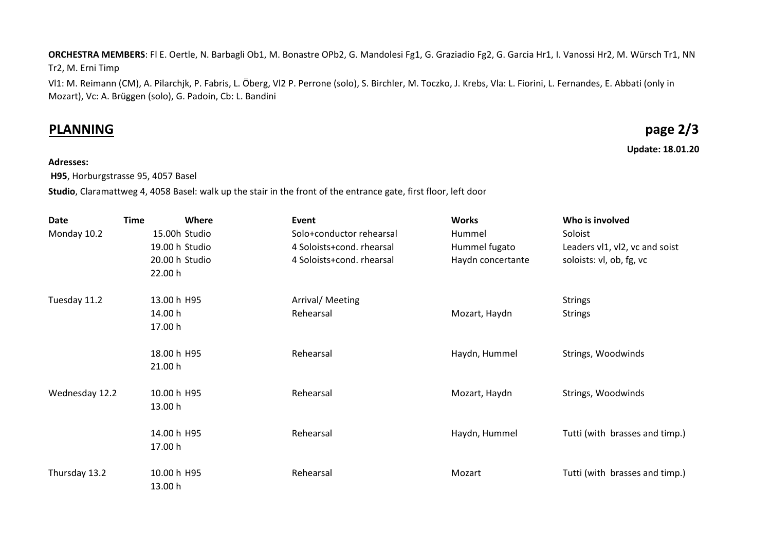**ORCHESTRA MEMBERS**: Fl E. Oertle, N. Barbagli Ob1, M. Bonastre OPb2, G. Mandolesi Fg1, G. Graziadio Fg2, G. Garcia Hr1, I. Vanossi Hr2, M. Würsch Tr1, NN Tr2, M. Erni Timp

Vl1: M. Reimann (CM), A. Pilarchjk, P. Fabris, L. Öberg, Vl2 P. Perrone (solo), S. Birchler, M. Toczko, J. Krebs, Vla: L. Fiorini, L. Fernandes, E. Abbati (only in Mozart), Vc: A. Brüggen (solo), G. Padoin, Cb: L. Bandini

## PLANNING

**page 2/3**

**Update: 18.01.20**

**Adresses:**

**H95**, Horburgstrasse 95, 4057 Basel

**Studio**, Claramattweg 4, 4058 Basel: walk up the stair in the front of the entrance gate, first floor, left door

| Date | Time | Where | Event | Works | Who is involved |
| --- | --- | --- | --- | --- | --- |
| Monday 10.2 | 15.00h | Studio | Solo+conductor rehearsal | Hummel | Soloist |
| | 19.00 h | Studio | 4 Soloists+cond. rhearsal | Hummel fugato | Leaders vl1, vl2, vc and soist |
| | 20.00 h | Studio | 4 Soloists+cond. rhearsal | Haydn concertante | soloists: vl, ob, fg, vc |
| | 22.00 h | | | | |
| Tuesday 11.2 | 13.00 h | H95 | Arrival/ Meeting | | Strings |
| | 14.00 h | | Rehearsal | Mozart, Haydn | Strings |
| | 17.00 h | | | | |
| | 18.00 h | H95 | Rehearsal | Haydn, Hummel | Strings, Woodwinds |
| | 21.00 h | | | | |
| Wednesday 12.2 | 10.00 h | H95 | Rehearsal | Mozart, Haydn | Strings, Woodwinds |
| | 13.00 h | | | | |
| | 14.00 h | H95 | Rehearsal | Haydn, Hummel | Tutti (with brasses and timp.) |
| | 17.00 h | | | | |
| Thursday 13.2 | 10.00 h | H95 | Rehearsal | Mozart | Tutti (with brasses and timp.) |
| | 13.00 h | | | | |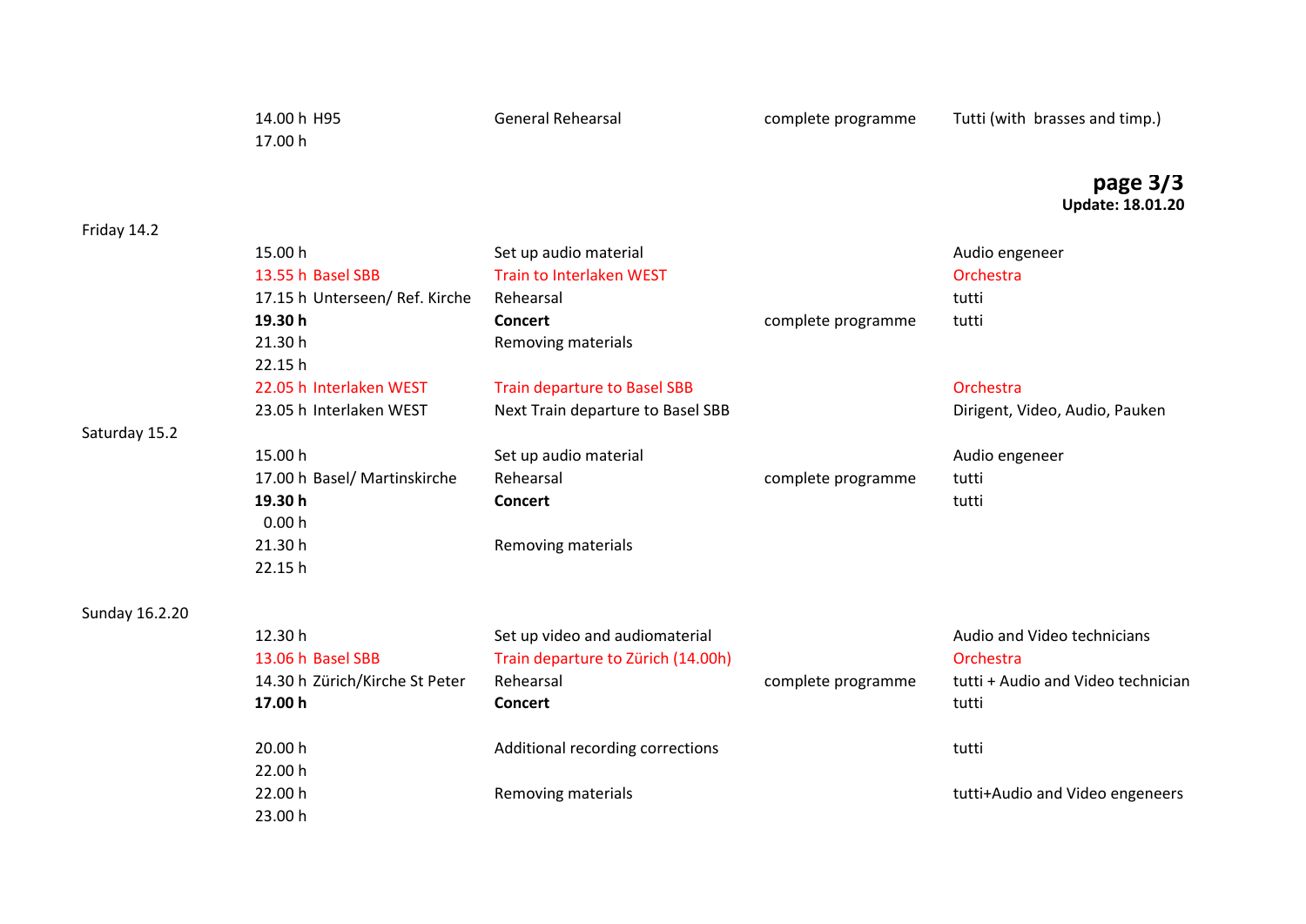| | | | | |
|---|---|---|---|---|
| | 14.00 h H95 | General Rehearsal | complete programme | Tutti (with brasses and timp.) |
| | 17.00 h | | | |

**page 3/3**
**Update: 18.01.20**

| | | | | |
|---|---|---|---|---|
| Friday 14.2 | | | | |
| | 15.00 h | Set up audio material | | Audio engeneer |
| | 13.55 h Basel SBB | Train to Interlaken WEST | | Orchestra |
| | 17.15 h Unterseen/ Ref. Kirche | Rehearsal | | tutti |
| | **19.30 h** | **Concert** | complete programme | tutti |
| | 21.30 h | Removing materials | | |
| | 22.15 h | | | |
| | 22.05 h Interlaken WEST | Train departure to Basel SBB | | Orchestra |
| | 23.05 h Interlaken WEST | Next Train departure to Basel SBB | | Dirigent, Video, Audio, Pauken |
| Saturday 15.2 | | | | |
| | 15.00 h | Set up audio material | | Audio engeneer |
| | 17.00 h Basel/ Martinskirche | Rehearsal | complete programme | tutti |
| | **19.30 h** | **Concert** | | tutti |
| | 0.00 h | | | |
| | 21.30 h | Removing materials | | |
| | 22.15 h | | | |
| Sunday 16.2.20 | | | | |
| | 12.30 h | Set up video and audiomaterial | | Audio and Video technicians |
| | 13.06 h Basel SBB | Train departure to Zürich (14.00h) | | Orchestra |
| | 14.30 h Zürich/Kirche St Peter | Rehearsal | complete programme | tutti + Audio and Video technician |
| | **17.00 h** | **Concert** | | tutti |
| | 20.00 h | Additional recording corrections | | tutti |
| | 22.00 h | | | |
| | 22.00 h | Removing materials | | tutti+Audio and Video engeneers |
| | 23.00 h | | | |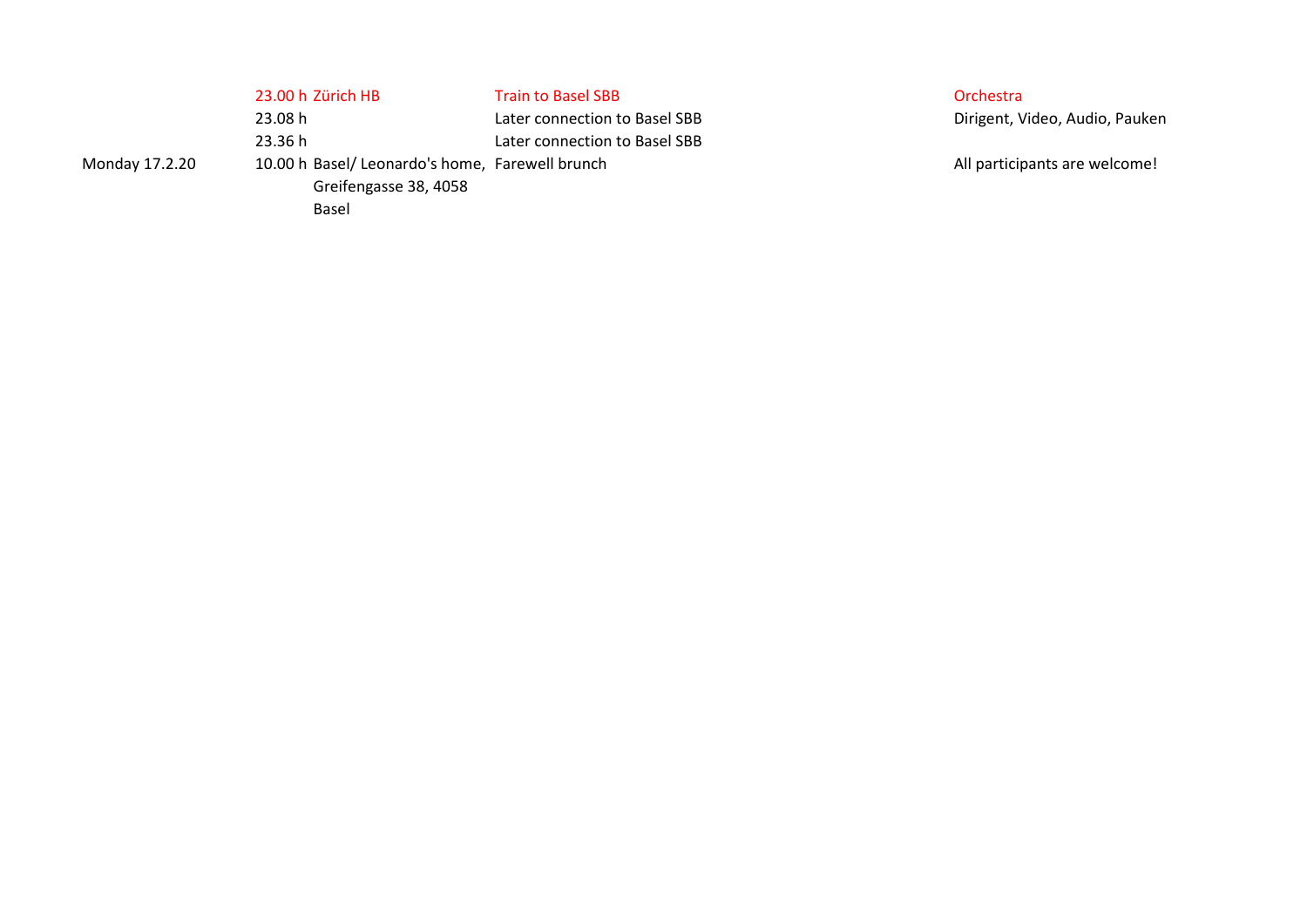| | | | | |
|---|---|---|---|---|
| | 23.00 h | Zürich HB | Train to Basel SBB | Orchestra |
| | 23.08 h | | Later connection to Basel SBB | Dirigent, Video, Audio, Pauken |
| | 23.36 h | | Later connection to Basel SBB | |
| Monday 17.2.20 | 10.00 h | Basel/ Leonardo's home, Greifengasse 38, 4058 Basel | Farewell brunch | All participants are welcome! |